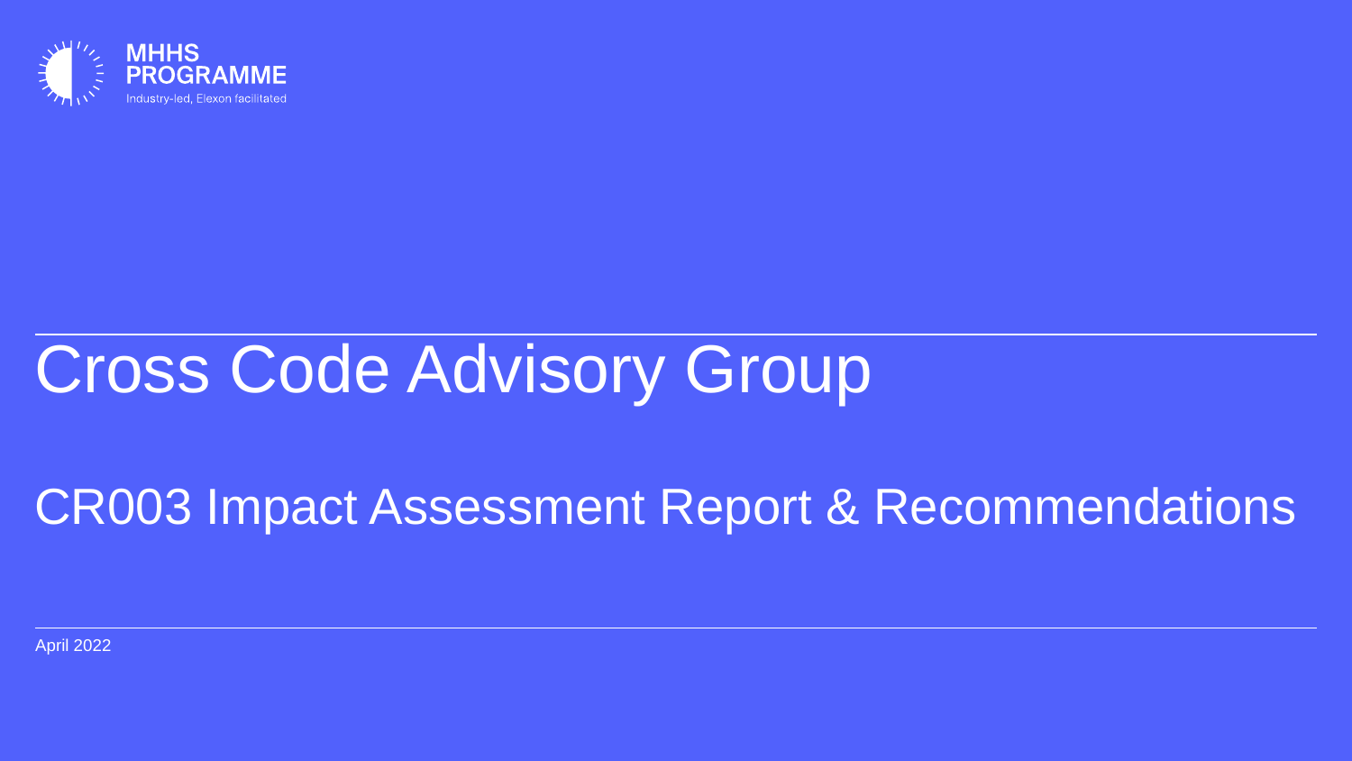MHHS PROGRAMME

Industry-led, Elexon facilitated

# Cross Code Advisory Group

## CR003 Impact Assessment Report & Recommendations

April 2022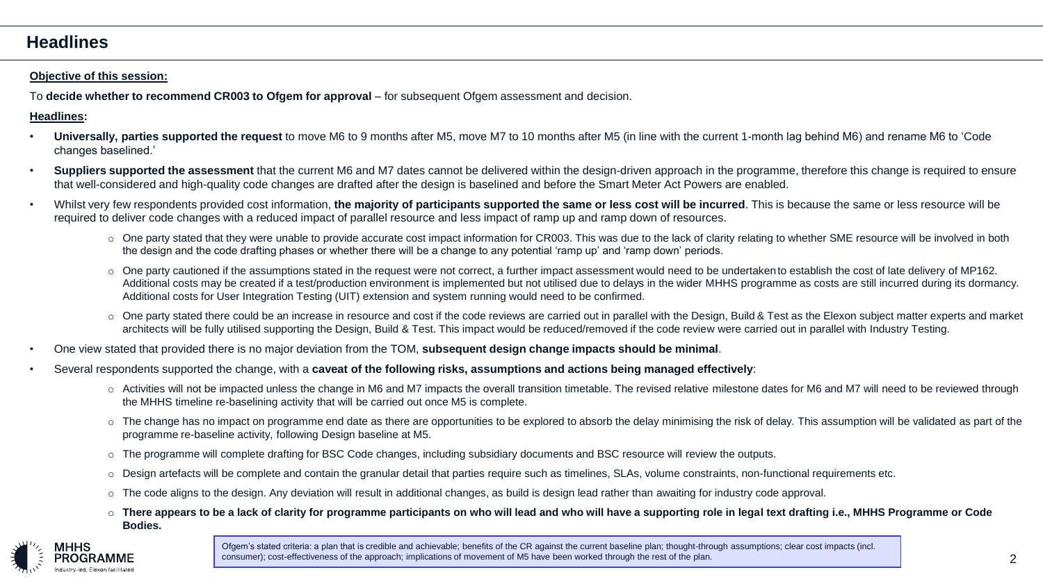# Headlines

**Objective of this session:**

To **decide whether to recommend CR003 to Ofgem for approval** – for subsequent Ofgem assessment and decision.

**Headlines:**

- **Universally, parties supported the request** to move M6 to 9 months after M5, move M7 to 10 months after M5 (in line with the current 1-month lag behind M6) and rename M6 to 'Code changes baselined.'
- **Suppliers supported the assessment** that the current M6 and M7 dates cannot be delivered within the design-driven approach in the programme, therefore this change is required to ensure that well-considered and high-quality code changes are drafted after the design is baselined and before the Smart Meter Act Powers are enabled.
- Whilst very few respondents provided cost information, **the majority of participants supported the same or less cost will be incurred**. This is because the same or less resource will be required to deliver code changes with a reduced impact of parallel resource and less impact of ramp up and ramp down of resources.
  - One party stated that they were unable to provide accurate cost impact information for CR003. This was due to the lack of clarity relating to whether SME resource will be involved in both the design and the code drafting phases or whether there will be a change to any potential 'ramp up' and 'ramp down' periods.
  - One party cautioned if the assumptions stated in the request were not correct, a further impact assessment would need to be undertaken to establish the cost of late delivery of MP162. Additional costs may be created if a test/production environment is implemented but not utilised due to delays in the wider MHHS programme as costs are still incurred during its dormancy. Additional costs for User Integration Testing (UIT) extension and system running would need to be confirmed.
  - One party stated there could be an increase in resource and cost if the code reviews are carried out in parallel with the Design, Build & Test as the Elexon subject matter experts and market architects will be fully utilised supporting the Design, Build & Test. This impact would be reduced/removed if the code review were carried out in parallel with Industry Testing.
- One view stated that provided there is no major deviation from the TOM, **subsequent design change impacts should be minimal**.
- Several respondents supported the change, with a **caveat of the following risks, assumptions and actions being managed effectively**:
  - Activities will not be impacted unless the change in M6 and M7 impacts the overall transition timetable. The revised relative milestone dates for M6 and M7 will need to be reviewed through the MHHS timeline re-baselining activity that will be carried out once M5 is complete.
  - The change has no impact on programme end date as there are opportunities to be explored to absorb the delay minimising the risk of delay. This assumption will be validated as part of the programme re-baseline activity, following Design baseline at M5.
  - The programme will complete drafting for BSC Code changes, including subsidiary documents and BSC resource will review the outputs.
  - Design artefacts will be complete and contain the granular detail that parties require such as timelines, SLAs, volume constraints, non-functional requirements etc.
  - The code aligns to the design. Any deviation will result in additional changes, as build is design lead rather than awaiting for industry code approval.
  - **There appears to be a lack of clarity for programme participants on who will lead and who will have a supporting role in legal text drafting i.e., MHHS Programme or Code Bodies.**

Ofgem's stated criteria: a plan that is credible and achievable; benefits of the CR against the current baseline plan; thought-through assumptions; clear cost impacts (incl. consumer); cost-effectiveness of the approach; implications of movement of M5 have been worked through the rest of the plan.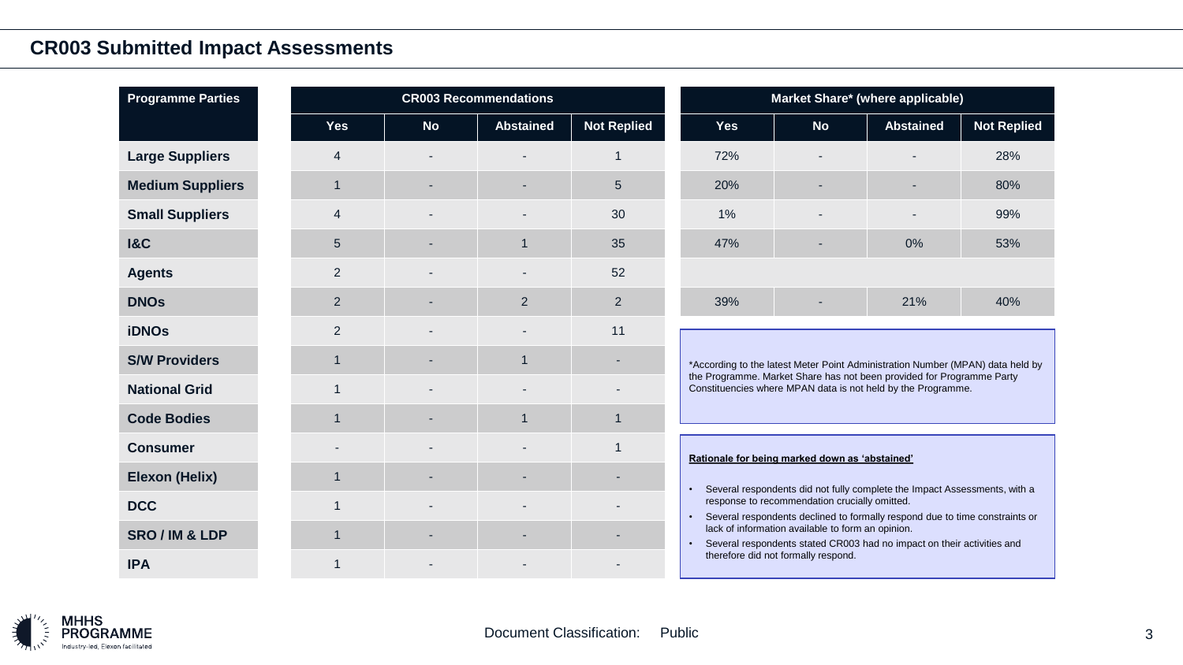## CR003 Submitted Impact Assessments

| Programme Parties | CR003 Recommendations | | | | Market Share* (where applicable) | | | |
|---|---|---|---|---|---|---|---|---|
| | Yes | No | Abstained | Not Replied | Yes | No | Abstained | Not Replied |
| **Large Suppliers** | 4 | - | - | 1 | 72% | - | - | 28% |
| **Medium Suppliers** | 1 | - | - | 5 | 20% | - | - | 80% |
| **Small Suppliers** | 4 | - | - | 30 | 1% | - | - | 99% |
| **I&C** | 5 | - | 1 | 35 | 47% | - | 0% | 53% |
| **Agents** | 2 | - | - | 52 | | | | |
| **DNOs** | 2 | - | 2 | 2 | 39% | - | 21% | 40% |
| **iDNOs** | 2 | - | - | 11 | | | | |
| **S/W Providers** | 1 | - | 1 | - | | | | |
| **National Grid** | 1 | - | - | - | | | | |
| **Code Bodies** | 1 | - | 1 | 1 | | | | |
| **Consumer** | - | - | - | 1 | | | | |
| **Elexon (Helix)** | 1 | - | - | - | | | | |
| **DCC** | 1 | - | - | - | | | | |
| **SRO / IM & LDP** | 1 | - | - | - | | | | |
| **IPA** | 1 | - | - | - | | | | |

*According to the latest Meter Point Administration Number (MPAN) data held by the Programme. Market Share has not been provided for Programme Party Constituencies where MPAN data is not held by the Programme.

**Rationale for being marked down as 'abstained'**

- Several respondents did not fully complete the Impact Assessments, with a response to recommendation crucially omitted.
- Several respondents declined to formally respond due to time constraints or lack of information available to form an opinion.
- Several respondents stated CR003 had no impact on their activities and therefore did not formally respond.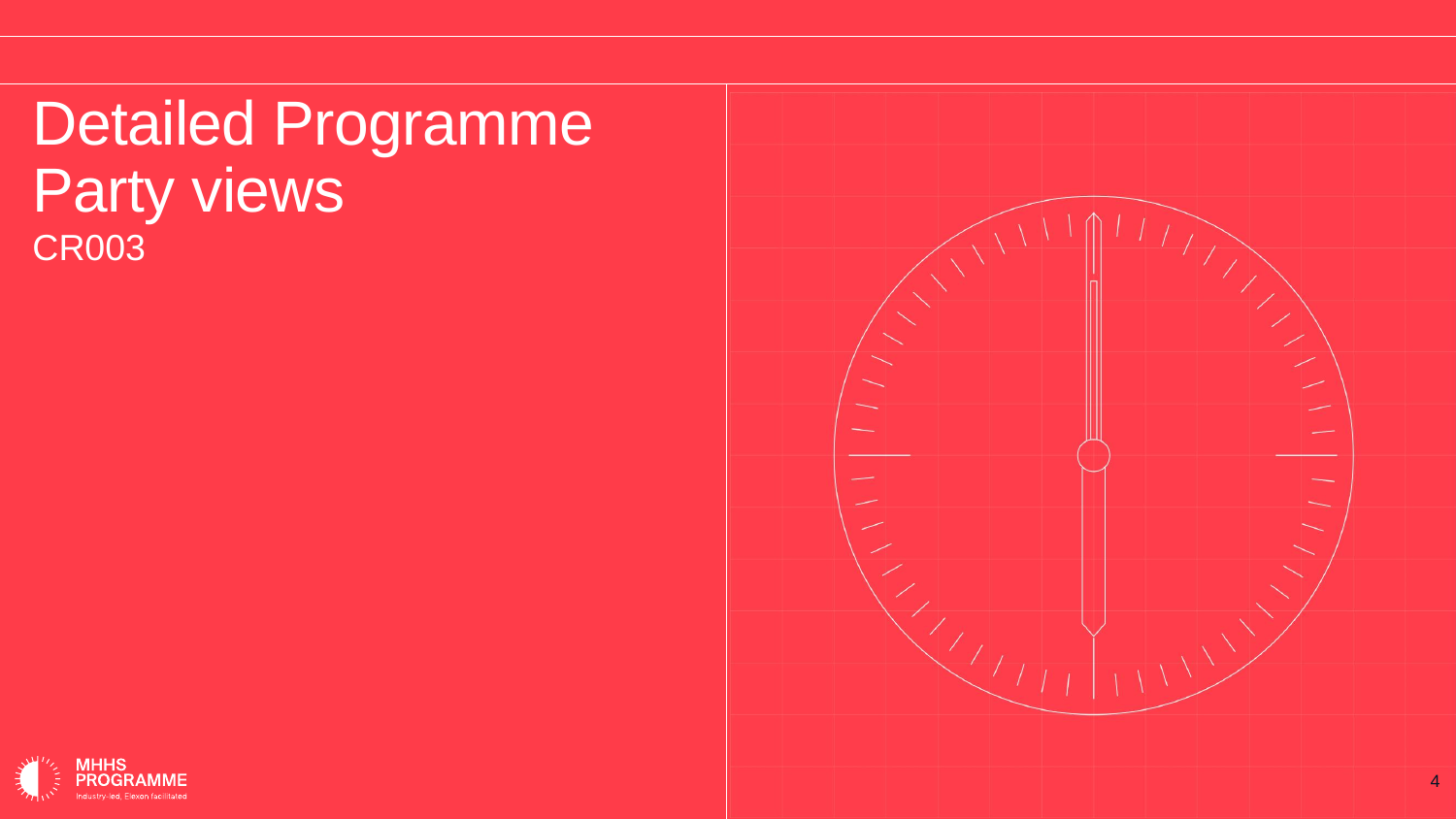# Detailed Programme Party views

CR003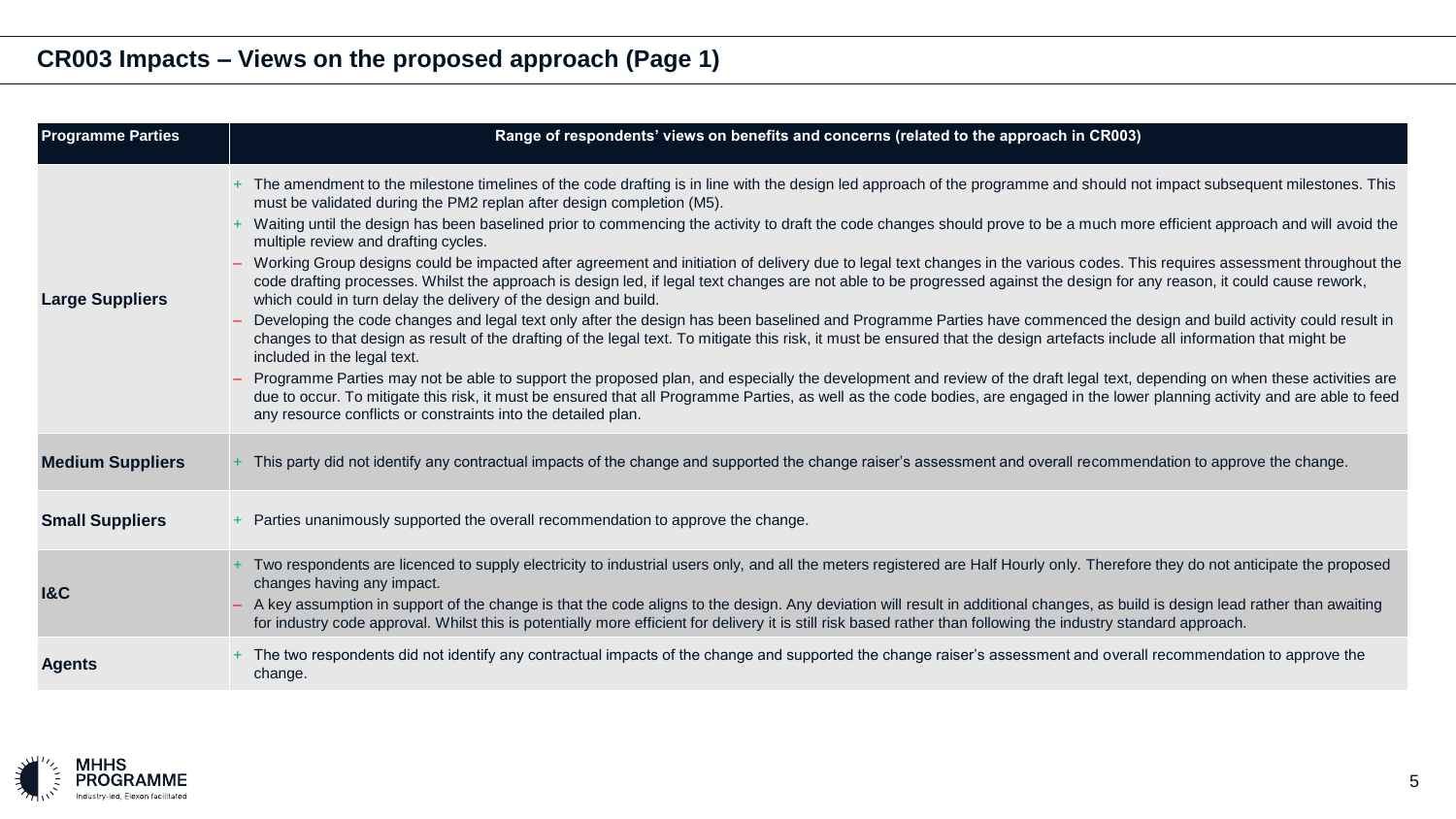## CR003 Impacts – Views on the proposed approach (Page 1)

| Programme Parties | Range of respondents' views on benefits and concerns (related to the approach in CR003) |
|---|---|
| **Large Suppliers** | + The amendment to the milestone timelines of the code drafting is in line with the design led approach of the programme and should not impact subsequent milestones. This must be validated during the PM2 replan after design completion (M5).<br>+ Waiting until the design has been baselined prior to commencing the activity to draft the code changes should prove to be a much more efficient approach and will avoid the multiple review and drafting cycles.<br>– Working Group designs could be impacted after agreement and initiation of delivery due to legal text changes in the various codes. This requires assessment throughout the code drafting processes. Whilst the approach is design led, if legal text changes are not able to be progressed against the design for any reason, it could cause rework, which could in turn delay the delivery of the design and build.<br>– Developing the code changes and legal text only after the design has been baselined and Programme Parties have commenced the design and build activity could result in changes to that design as result of the drafting of the legal text. To mitigate this risk, it must be ensured that the design artefacts include all information that might be included in the legal text.<br>– Programme Parties may not be able to support the proposed plan, and especially the development and review of the draft legal text, depending on when these activities are due to occur. To mitigate this risk, it must be ensured that all Programme Parties, as well as the code bodies, are engaged in the lower planning activity and are able to feed any resource conflicts or constraints into the detailed plan. |
| **Medium Suppliers** | + This party did not identify any contractual impacts of the change and supported the change raiser's assessment and overall recommendation to approve the change. |
| **Small Suppliers** | + Parties unanimously supported the overall recommendation to approve the change. |
| **I&C** | + Two respondents are licenced to supply electricity to industrial users only, and all the meters registered are Half Hourly only. Therefore they do not anticipate the proposed changes having any impact.<br>– A key assumption in support of the change is that the code aligns to the design. Any deviation will result in additional changes, as build is design lead rather than awaiting for industry code approval. Whilst this is potentially more efficient for delivery it is still risk based rather than following the industry standard approach. |
| **Agents** | + The two respondents did not identify any contractual impacts of the change and supported the change raiser's assessment and overall recommendation to approve the change. |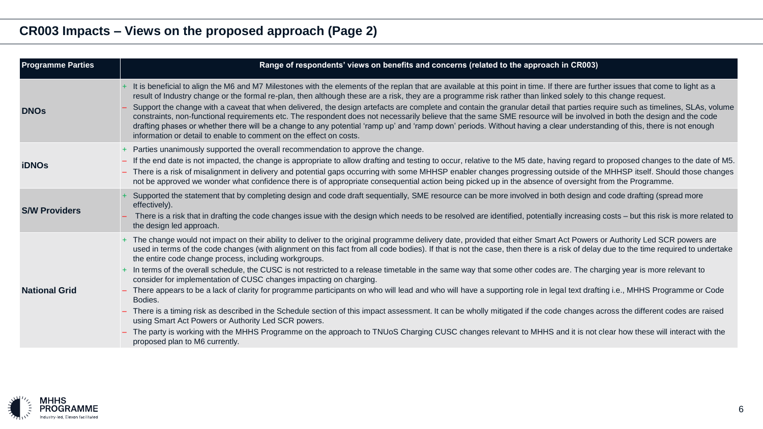## CR003 Impacts – Views on the proposed approach (Page 2)

| Programme Parties | Range of respondents' views on benefits and concerns (related to the approach in CR003) |
|---|---|
| **DNOs** | + It is beneficial to align the M6 and M7 Milestones with the elements of the replan that are available at this point in time. If there are further issues that come to light as a result of Industry change or the formal re-plan, then although these are a risk, they are a programme risk rather than linked solely to this change request.<br>– Support the change with a caveat that when delivered, the design artefacts are complete and contain the granular detail that parties require such as timelines, SLAs, volume constraints, non-functional requirements etc. The respondent does not necessarily believe that the same SME resource will be involved in both the design and the code drafting phases or whether there will be a change to any potential 'ramp up' and 'ramp down' periods. Without having a clear understanding of this, there is not enough information or detail to enable to comment on the effect on costs. |
| **iDNOs** | + Parties unanimously supported the overall recommendation to approve the change.<br>– If the end date is not impacted, the change is appropriate to allow drafting and testing to occur, relative to the M5 date, having regard to proposed changes to the date of M5.<br>– There is a risk of misalignment in delivery and potential gaps occurring with some MHHSP enabler changes progressing outside of the MHHSP itself. Should those changes not be approved we wonder what confidence there is of appropriate consequential action being picked up in the absence of oversight from the Programme. |
| **S/W Providers** | + Supported the statement that by completing design and code draft sequentially, SME resource can be more involved in both design and code drafting (spread more effectively).<br>– There is a risk that in drafting the code changes issue with the design which needs to be resolved are identified, potentially increasing costs – but this risk is more related to the design led approach. |
| **National Grid** | + The change would not impact on their ability to deliver to the original programme delivery date, provided that either Smart Act Powers or Authority Led SCR powers are used in terms of the code changes (with alignment on this fact from all code bodies). If that is not the case, then there is a risk of delay due to the time required to undertake the entire code change process, including workgroups.<br>+ In terms of the overall schedule, the CUSC is not restricted to a release timetable in the same way that some other codes are. The charging year is more relevant to consider for implementation of CUSC changes impacting on charging.<br>– There appears to be a lack of clarity for programme participants on who will lead and who will have a supporting role in legal text drafting i.e., MHHS Programme or Code Bodies.<br>– There is a timing risk as described in the Schedule section of this impact assessment. It can be wholly mitigated if the code changes across the different codes are raised using Smart Act Powers or Authority Led SCR powers.<br>– The party is working with the MHHS Programme on the approach to TNUoS Charging CUSC changes relevant to MHHS and it is not clear how these will interact with the proposed plan to M6 currently. |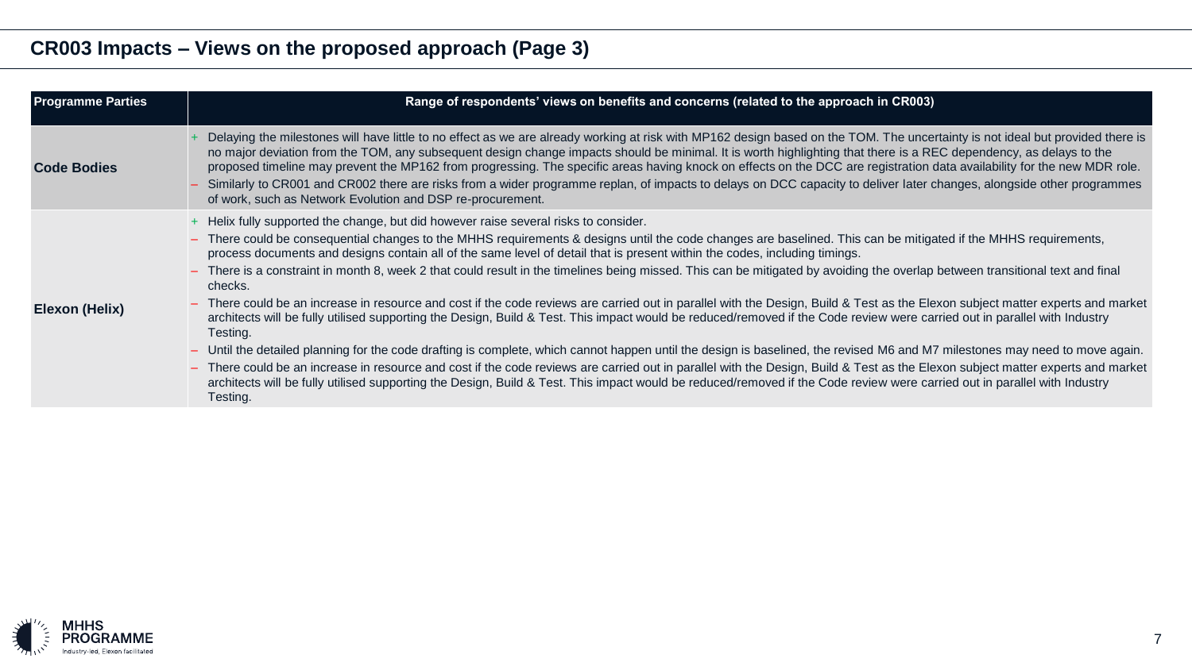## CR003 Impacts – Views on the proposed approach (Page 3)

| Programme Parties | Range of respondents' views on benefits and concerns (related to the approach in CR003) |
|---|---|
| **Code Bodies** | + Delaying the milestones will have little to no effect as we are already working at risk with MP162 design based on the TOM. The uncertainty is not ideal but provided there is no major deviation from the TOM, any subsequent design change impacts should be minimal. It is worth highlighting that there is a REC dependency, as delays to the proposed timeline may prevent the MP162 from progressing. The specific areas having knock on effects on the DCC are registration data availability for the new MDR role.<br>– Similarly to CR001 and CR002 there are risks from a wider programme replan, of impacts to delays on DCC capacity to deliver later changes, alongside other programmes of work, such as Network Evolution and DSP re-procurement. |
| **Elexon (Helix)** | + Helix fully supported the change, but did however raise several risks to consider.<br>– There could be consequential changes to the MHHS requirements & designs until the code changes are baselined. This can be mitigated if the MHHS requirements, process documents and designs contain all of the same level of detail that is present within the codes, including timings.<br>– There is a constraint in month 8, week 2 that could result in the timelines being missed. This can be mitigated by avoiding the overlap between transitional text and final checks.<br>– There could be an increase in resource and cost if the code reviews are carried out in parallel with the Design, Build & Test as the Elexon subject matter experts and market architects will be fully utilised supporting the Design, Build & Test. This impact would be reduced/removed if the Code review were carried out in parallel with Industry Testing.<br>– Until the detailed planning for the code drafting is complete, which cannot happen until the design is baselined, the revised M6 and M7 milestones may need to move again.<br>– There could be an increase in resource and cost if the code reviews are carried out in parallel with the Design, Build & Test as the Elexon subject matter experts and market architects will be fully utilised supporting the Design, Build & Test. This impact would be reduced/removed if the Code review were carried out in parallel with Industry Testing. |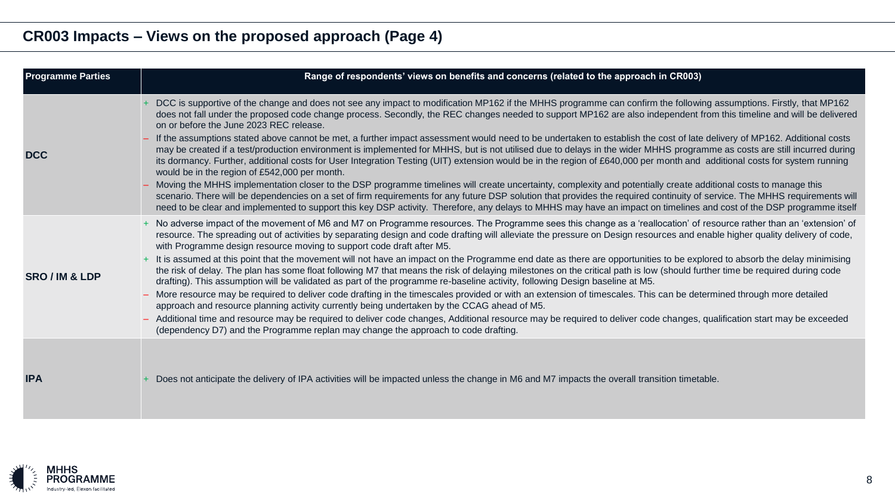# CR003 Impacts – Views on the proposed approach (Page 4)

| Programme Parties | Range of respondents' views on benefits and concerns (related to the approach in CR003) |
|---|---|
| **DCC** | + DCC is supportive of the change and does not see any impact to modification MP162 if the MHHS programme can confirm the following assumptions. Firstly, that MP162 does not fall under the proposed code change process. Secondly, the REC changes needed to support MP162 are also independent from this timeline and will be delivered on or before the June 2023 REC release.<br>– If the assumptions stated above cannot be met, a further impact assessment would need to be undertaken to establish the cost of late delivery of MP162. Additional costs may be created if a test/production environment is implemented for MHHS, but is not utilised due to delays in the wider MHHS programme as costs are still incurred during its dormancy. Further, additional costs for User Integration Testing (UIT) extension would be in the region of £640,000 per month and additional costs for system running would be in the region of £542,000 per month.<br>– Moving the MHHS implementation closer to the DSP programme timelines will create uncertainty, complexity and potentially create additional costs to manage this scenario. There will be dependencies on a set of firm requirements for any future DSP solution that provides the required continuity of service. The MHHS requirements will need to be clear and implemented to support this key DSP activity. Therefore, any delays to MHHS may have an impact on timelines and cost of the DSP programme itself |
| **SRO / IM & LDP** | + No adverse impact of the movement of M6 and M7 on Programme resources. The Programme sees this change as a 'reallocation' of resource rather than an 'extension' of resource. The spreading out of activities by separating design and code drafting will alleviate the pressure on Design resources and enable higher quality delivery of code, with Programme design resource moving to support code draft after M5.<br>+ It is assumed at this point that the movement will not have an impact on the Programme end date as there are opportunities to be explored to absorb the delay minimising the risk of delay. The plan has some float following M7 that means the risk of delaying milestones on the critical path is low (should further time be required during code drafting). This assumption will be validated as part of the programme re-baseline activity, following Design baseline at M5.<br>– More resource may be required to deliver code drafting in the timescales provided or with an extension of timescales. This can be determined through more detailed approach and resource planning activity currently being undertaken by the CCAG ahead of M5.<br>– Additional time and resource may be required to deliver code changes, Additional resource may be required to deliver code changes, qualification start may be exceeded (dependency D7) and the Programme replan may change the approach to code drafting. |
| **IPA** | + Does not anticipate the delivery of IPA activities will be impacted unless the change in M6 and M7 impacts the overall transition timetable. |